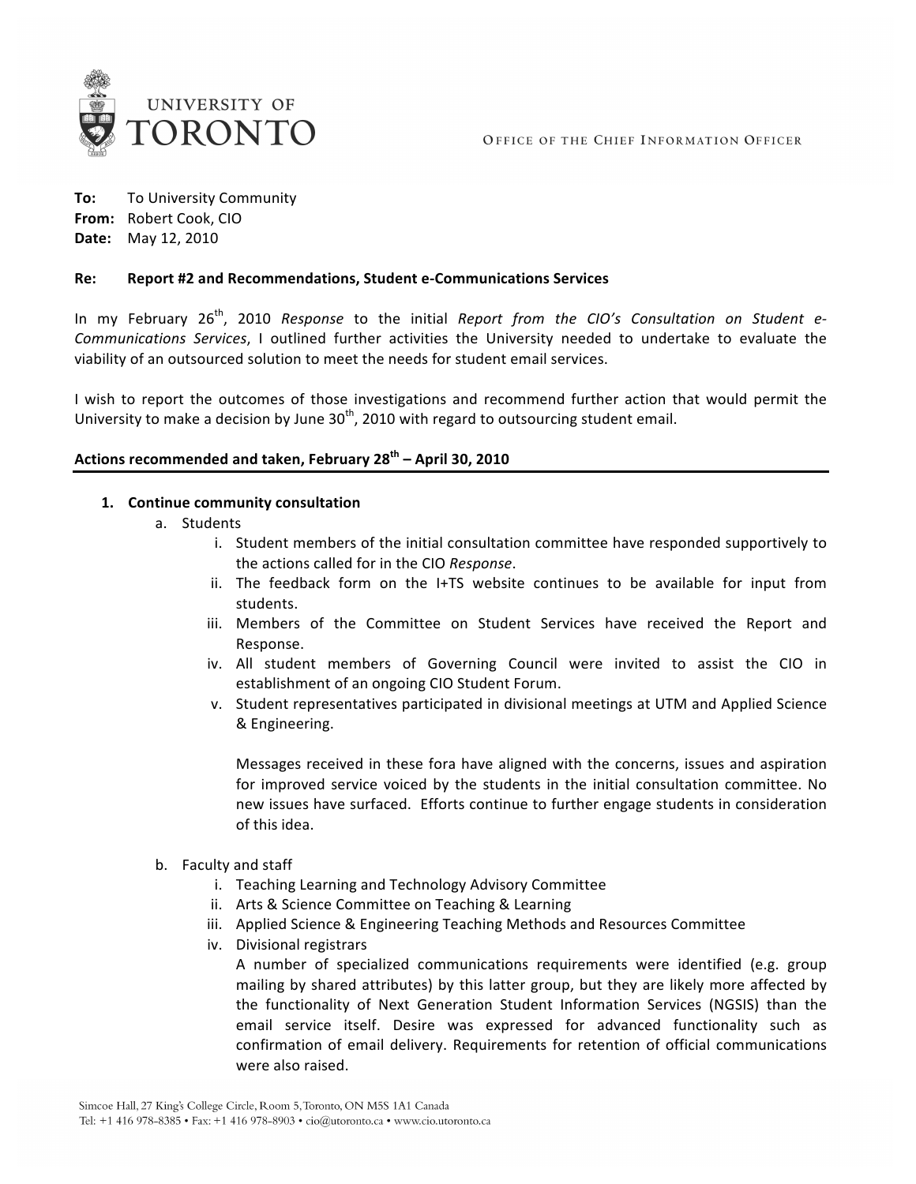UNIVERSITY OF TORONTO

OFFICE OF THE CHIEF INFORMATION OFFICER

**To:** To University Community
**From:** Robert Cook, CIO
**Date:** May 12, 2010

**Re: Report #2 and Recommendations, Student e-Communications Services**

In my February 26th, 2010 *Response* to the initial *Report from the CIO's Consultation on Student e-Communications Services*, I outlined further activities the University needed to undertake to evaluate the viability of an outsourced solution to meet the needs for student email services.

I wish to report the outcomes of those investigations and recommend further action that would permit the University to make a decision by June 30th, 2010 with regard to outsourcing student email.

## Actions recommended and taken, February 28th – April 30, 2010

1. **Continue community consultation**
   a. Students
      i. Student members of the initial consultation committee have responded supportively to the actions called for in the CIO *Response*.
      ii. The feedback form on the I+TS website continues to be available for input from students.
      iii. Members of the Committee on Student Services have received the Report and Response.
      iv. All student members of Governing Council were invited to assist the CIO in establishment of an ongoing CIO Student Forum.
      v. Student representatives participated in divisional meetings at UTM and Applied Science & Engineering.

      Messages received in these fora have aligned with the concerns, issues and aspiration for improved service voiced by the students in the initial consultation committee. No new issues have surfaced. Efforts continue to further engage students in consideration of this idea.

   b. Faculty and staff
      i. Teaching Learning and Technology Advisory Committee
      ii. Arts & Science Committee on Teaching & Learning
      iii. Applied Science & Engineering Teaching Methods and Resources Committee
      iv. Divisional registrars
      A number of specialized communications requirements were identified (e.g. group mailing by shared attributes) by this latter group, but they are likely more affected by the functionality of Next Generation Student Information Services (NGSIS) than the email service itself. Desire was expressed for advanced functionality such as confirmation of email delivery. Requirements for retention of official communications were also raised.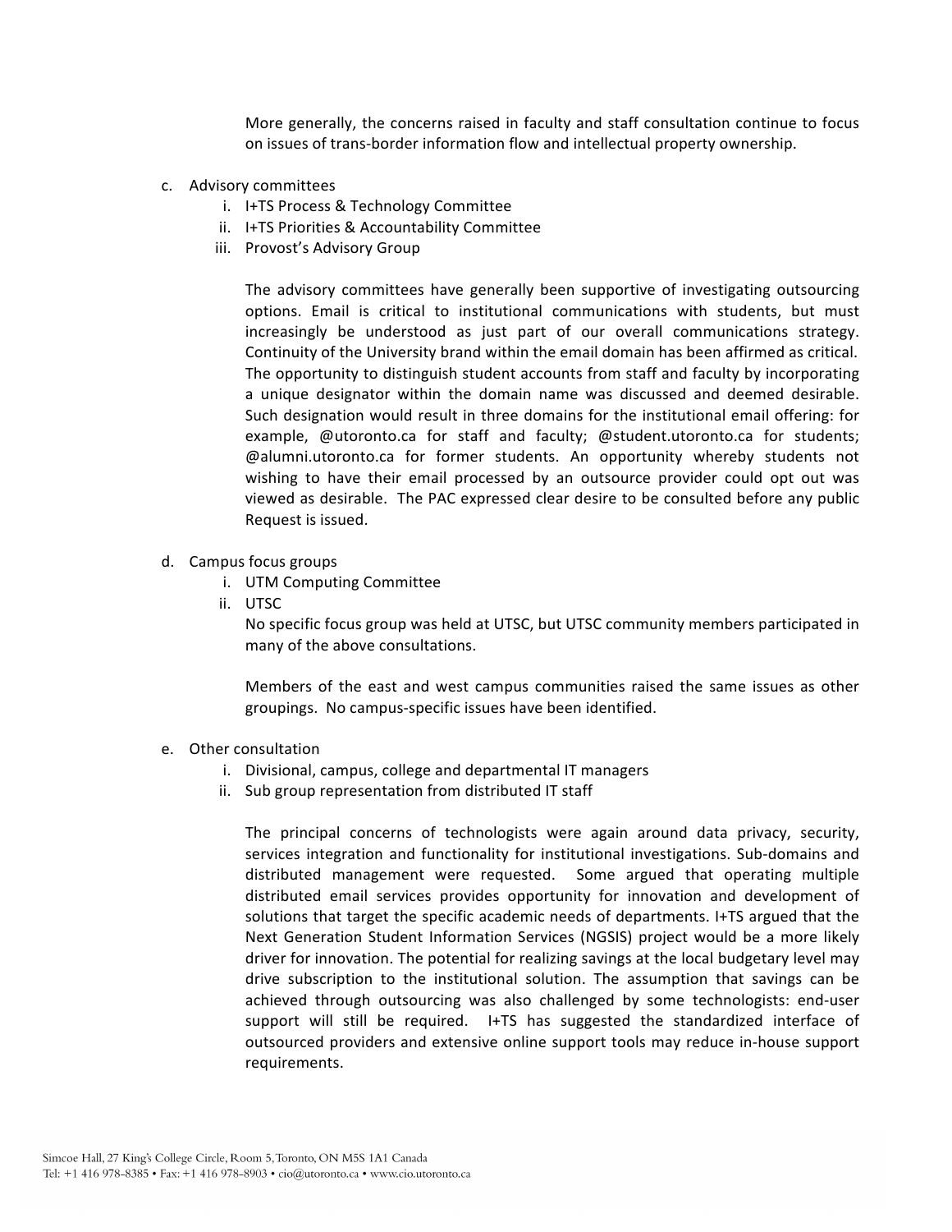More generally, the concerns raised in faculty and staff consultation continue to focus on issues of trans-border information flow and intellectual property ownership.

c. Advisory committees
   i. I+TS Process & Technology Committee
   ii. I+TS Priorities & Accountability Committee
   iii. Provost's Advisory Group

   The advisory committees have generally been supportive of investigating outsourcing options. Email is critical to institutional communications with students, but must increasingly be understood as just part of our overall communications strategy. Continuity of the University brand within the email domain has been affirmed as critical. The opportunity to distinguish student accounts from staff and faculty by incorporating a unique designator within the domain name was discussed and deemed desirable. Such designation would result in three domains for the institutional email offering: for example, @utoronto.ca for staff and faculty; @student.utoronto.ca for students; @alumni.utoronto.ca for former students. An opportunity whereby students not wishing to have their email processed by an outsource provider could opt out was viewed as desirable. The PAC expressed clear desire to be consulted before any public Request is issued.

d. Campus focus groups
   i. UTM Computing Committee
   ii. UTSC
   No specific focus group was held at UTSC, but UTSC community members participated in many of the above consultations.

   Members of the east and west campus communities raised the same issues as other groupings. No campus-specific issues have been identified.

e. Other consultation
   i. Divisional, campus, college and departmental IT managers
   ii. Sub group representation from distributed IT staff

   The principal concerns of technologists were again around data privacy, security, services integration and functionality for institutional investigations. Sub-domains and distributed management were requested. Some argued that operating multiple distributed email services provides opportunity for innovation and development of solutions that target the specific academic needs of departments. I+TS argued that the Next Generation Student Information Services (NGSIS) project would be a more likely driver for innovation. The potential for realizing savings at the local budgetary level may drive subscription to the institutional solution. The assumption that savings can be achieved through outsourcing was also challenged by some technologists: end-user support will still be required. I+TS has suggested the standardized interface of outsourced providers and extensive online support tools may reduce in-house support requirements.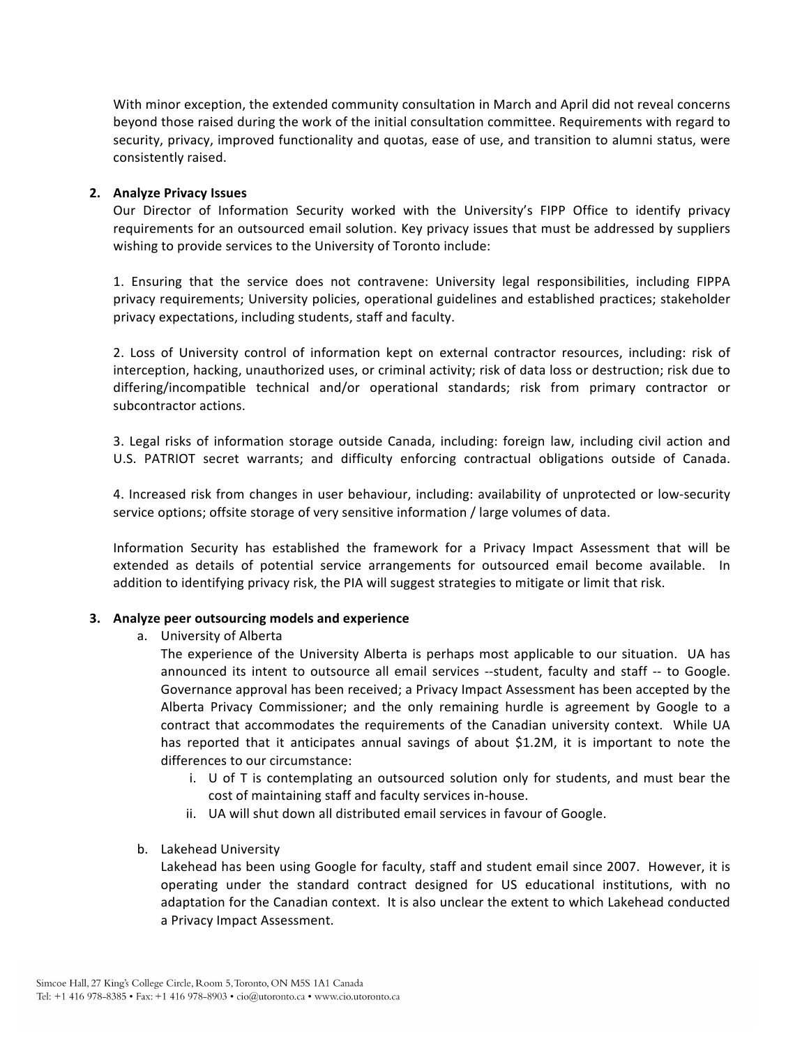With minor exception, the extended community consultation in March and April did not reveal concerns beyond those raised during the work of the initial consultation committee. Requirements with regard to security, privacy, improved functionality and quotas, ease of use, and transition to alumni status, were consistently raised.

2. **Analyze Privacy Issues**

   Our Director of Information Security worked with the University's FIPP Office to identify privacy requirements for an outsourced email solution. Key privacy issues that must be addressed by suppliers wishing to provide services to the University of Toronto include:

   1. Ensuring that the service does not contravene: University legal responsibilities, including FIPPA privacy requirements; University policies, operational guidelines and established practices; stakeholder privacy expectations, including students, staff and faculty.

   2. Loss of University control of information kept on external contractor resources, including: risk of interception, hacking, unauthorized uses, or criminal activity; risk of data loss or destruction; risk due to differing/incompatible technical and/or operational standards; risk from primary contractor or subcontractor actions.

   3. Legal risks of information storage outside Canada, including: foreign law, including civil action and U.S. PATRIOT secret warrants; and difficulty enforcing contractual obligations outside of Canada.

   4. Increased risk from changes in user behaviour, including: availability of unprotected or low-security service options; offsite storage of very sensitive information / large volumes of data.

   Information Security has established the framework for a Privacy Impact Assessment that will be extended as details of potential service arrangements for outsourced email become available. In addition to identifying privacy risk, the PIA will suggest strategies to mitigate or limit that risk.

3. **Analyze peer outsourcing models and experience**

   a. University of Alberta

      The experience of the University Alberta is perhaps most applicable to our situation. UA has announced its intent to outsource all email services --student, faculty and staff -- to Google. Governance approval has been received; a Privacy Impact Assessment has been accepted by the Alberta Privacy Commissioner; and the only remaining hurdle is agreement by Google to a contract that accommodates the requirements of the Canadian university context. While UA has reported that it anticipates annual savings of about $1.2M, it is important to note the differences to our circumstance:

      i. U of T is contemplating an outsourced solution only for students, and must bear the cost of maintaining staff and faculty services in-house.

      ii. UA will shut down all distributed email services in favour of Google.

   b. Lakehead University

      Lakehead has been using Google for faculty, staff and student email since 2007. However, it is operating under the standard contract designed for US educational institutions, with no adaptation for the Canadian context. It is also unclear the extent to which Lakehead conducted a Privacy Impact Assessment.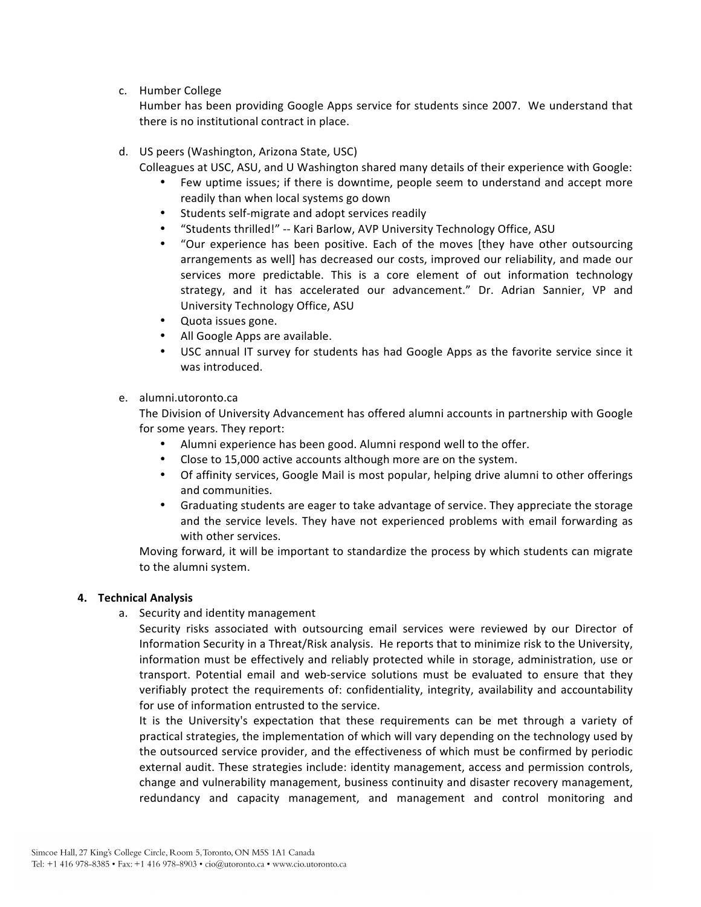c. Humber College

   Humber has been providing Google Apps service for students since 2007. We understand that there is no institutional contract in place.

d. US peers (Washington, Arizona State, USC)

   Colleagues at USC, ASU, and U Washington shared many details of their experience with Google:

   - Few uptime issues; if there is downtime, people seem to understand and accept more readily than when local systems go down
   - Students self-migrate and adopt services readily
   - "Students thrilled!" -- Kari Barlow, AVP University Technology Office, ASU
   - "Our experience has been positive. Each of the moves [they have other outsourcing arrangements as well] has decreased our costs, improved our reliability, and made our services more predictable. This is a core element of out information technology strategy, and it has accelerated our advancement." Dr. Adrian Sannier, VP and University Technology Office, ASU
   - Quota issues gone.
   - All Google Apps are available.
   - USC annual IT survey for students has had Google Apps as the favorite service since it was introduced.

e. alumni.utoronto.ca

   The Division of University Advancement has offered alumni accounts in partnership with Google for some years. They report:

   - Alumni experience has been good. Alumni respond well to the offer.
   - Close to 15,000 active accounts although more are on the system.
   - Of affinity services, Google Mail is most popular, helping drive alumni to other offerings and communities.
   - Graduating students are eager to take advantage of service. They appreciate the storage and the service levels. They have not experienced problems with email forwarding as with other services.

   Moving forward, it will be important to standardize the process by which students can migrate to the alumni system.

**4. Technical Analysis**

a. Security and identity management

   Security risks associated with outsourcing email services were reviewed by our Director of Information Security in a Threat/Risk analysis. He reports that to minimize risk to the University, information must be effectively and reliably protected while in storage, administration, use or transport. Potential email and web-service solutions must be evaluated to ensure that they verifiably protect the requirements of: confidentiality, integrity, availability and accountability for use of information entrusted to the service.

   It is the University's expectation that these requirements can be met through a variety of practical strategies, the implementation of which will vary depending on the technology used by the outsourced service provider, and the effectiveness of which must be confirmed by periodic external audit. These strategies include: identity management, access and permission controls, change and vulnerability management, business continuity and disaster recovery management, redundancy and capacity management, and management and control monitoring and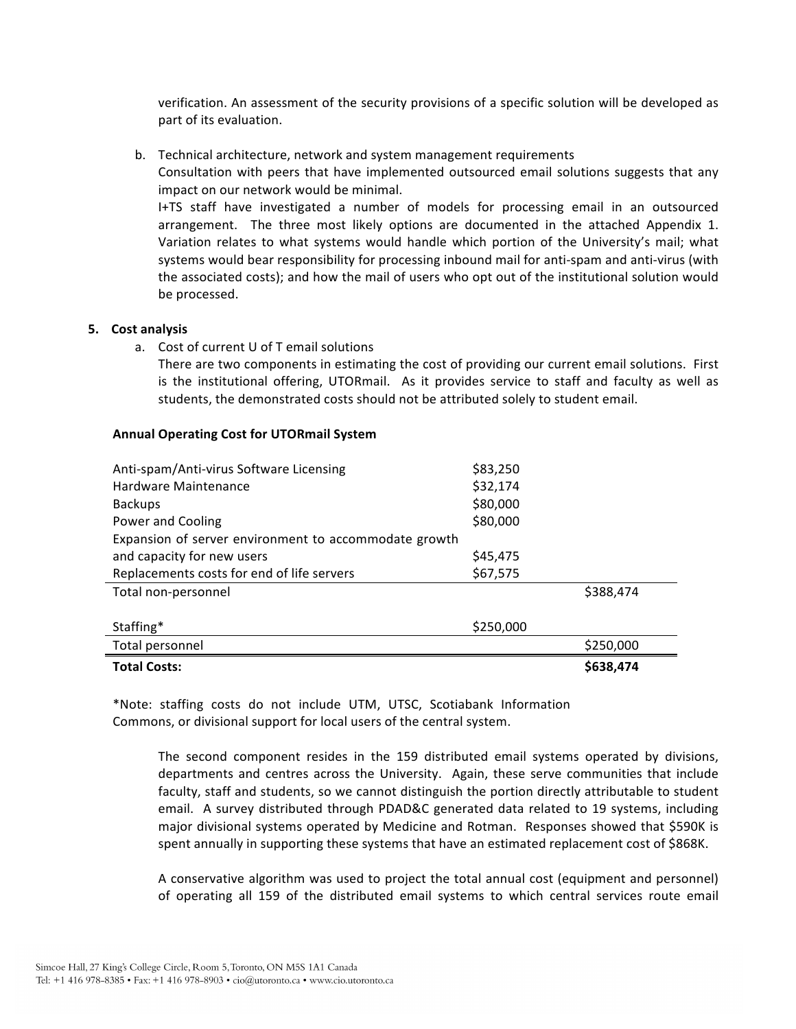verification. An assessment of the security provisions of a specific solution will be developed as part of its evaluation.

b. Technical architecture, network and system management requirements
   Consultation with peers that have implemented outsourced email solutions suggests that any impact on our network would be minimal.
   I+TS staff have investigated a number of models for processing email in an outsourced arrangement. The three most likely options are documented in the attached Appendix 1. Variation relates to what systems would handle which portion of the University's mail; what systems would bear responsibility for processing inbound mail for anti-spam and anti-virus (with the associated costs); and how the mail of users who opt out of the institutional solution would be processed.

**5. Cost analysis**

a. Cost of current U of T email solutions
   There are two components in estimating the cost of providing our current email solutions. First is the institutional offering, UTORmail. As it provides service to staff and faculty as well as students, the demonstrated costs should not be attributed solely to student email.

**Annual Operating Cost for UTORmail System**

| Item | Amount | Total |
|---|---|---|
| Anti-spam/Anti-virus Software Licensing | $83,250 | |
| Hardware Maintenance | $32,174 | |
| Backups | $80,000 | |
| Power and Cooling | $80,000 | |
| Expansion of server environment to accommodate growth and capacity for new users | $45,475 | |
| Replacements costs for end of life servers | $67,575 | |
| Total non-personnel | | $388,474 |
| Staffing* | $250,000 | |
| Total personnel | | $250,000 |
| **Total Costs:** | | **$638,474** |

*Note: staffing costs do not include UTM, UTSC, Scotiabank Information Commons, or divisional support for local users of the central system.

The second component resides in the 159 distributed email systems operated by divisions, departments and centres across the University. Again, these serve communities that include faculty, staff and students, so we cannot distinguish the portion directly attributable to student email. A survey distributed through PDAD&C generated data related to 19 systems, including major divisional systems operated by Medicine and Rotman. Responses showed that $590K is spent annually in supporting these systems that have an estimated replacement cost of $868K.

A conservative algorithm was used to project the total annual cost (equipment and personnel) of operating all 159 of the distributed email systems to which central services route email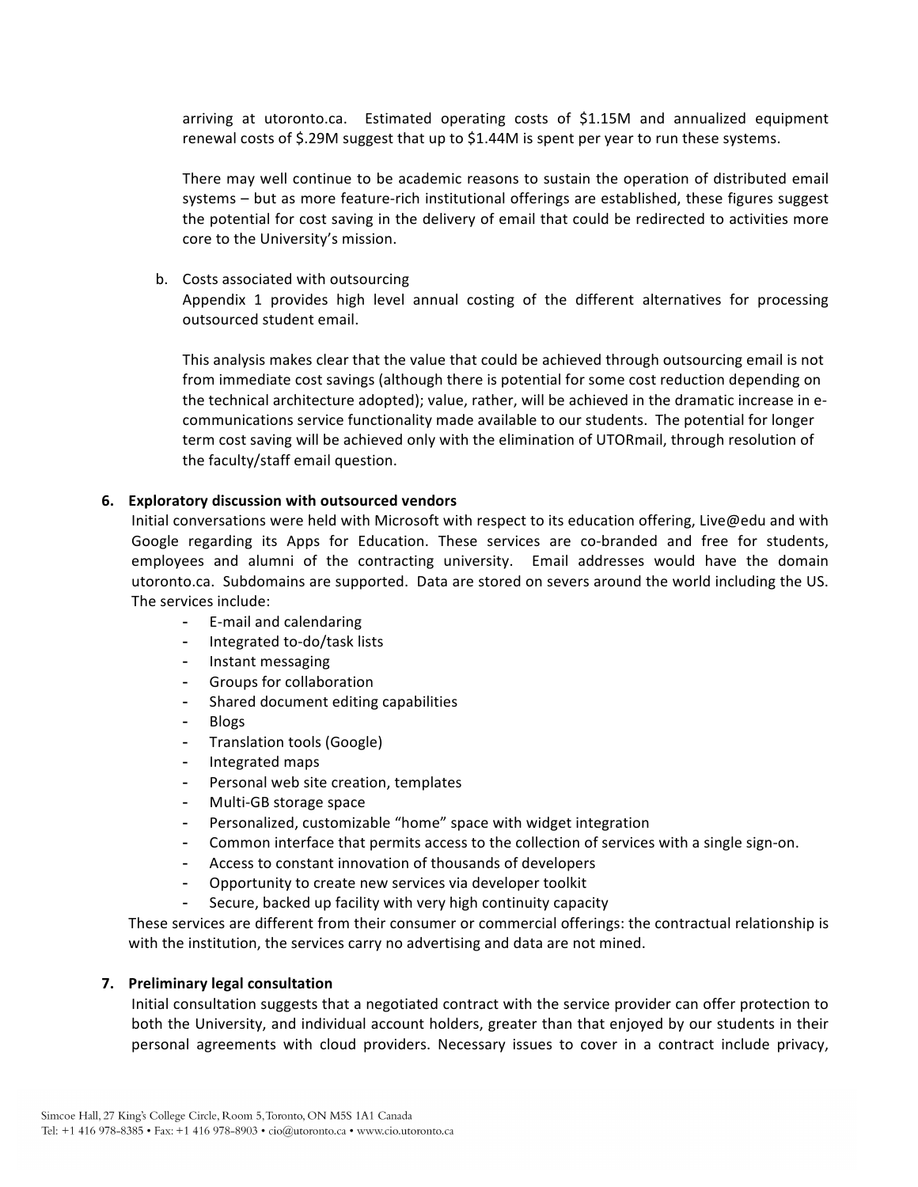arriving at utoronto.ca. Estimated operating costs of $1.15M and annualized equipment renewal costs of $.29M suggest that up to $1.44M is spent per year to run these systems.

There may well continue to be academic reasons to sustain the operation of distributed email systems – but as more feature-rich institutional offerings are established, these figures suggest the potential for cost saving in the delivery of email that could be redirected to activities more core to the University's mission.

b. Costs associated with outsourcing
Appendix 1 provides high level annual costing of the different alternatives for processing outsourced student email.

This analysis makes clear that the value that could be achieved through outsourcing email is not from immediate cost savings (although there is potential for some cost reduction depending on the technical architecture adopted); value, rather, will be achieved in the dramatic increase in e-communications service functionality made available to our students. The potential for longer term cost saving will be achieved only with the elimination of UTORmail, through resolution of the faculty/staff email question.

**6. Exploratory discussion with outsourced vendors**

Initial conversations were held with Microsoft with respect to its education offering, Live@edu and with Google regarding its Apps for Education. These services are co-branded and free for students, employees and alumni of the contracting university. Email addresses would have the domain utoronto.ca. Subdomains are supported. Data are stored on severs around the world including the US. The services include:

- E-mail and calendaring
- Integrated to-do/task lists
- Instant messaging
- Groups for collaboration
- Shared document editing capabilities
- Blogs
- Translation tools (Google)
- Integrated maps
- Personal web site creation, templates
- Multi-GB storage space
- Personalized, customizable "home" space with widget integration
- Common interface that permits access to the collection of services with a single sign-on.
- Access to constant innovation of thousands of developers
- Opportunity to create new services via developer toolkit
- Secure, backed up facility with very high continuity capacity

These services are different from their consumer or commercial offerings: the contractual relationship is with the institution, the services carry no advertising and data are not mined.

**7. Preliminary legal consultation**

Initial consultation suggests that a negotiated contract with the service provider can offer protection to both the University, and individual account holders, greater than that enjoyed by our students in their personal agreements with cloud providers. Necessary issues to cover in a contract include privacy,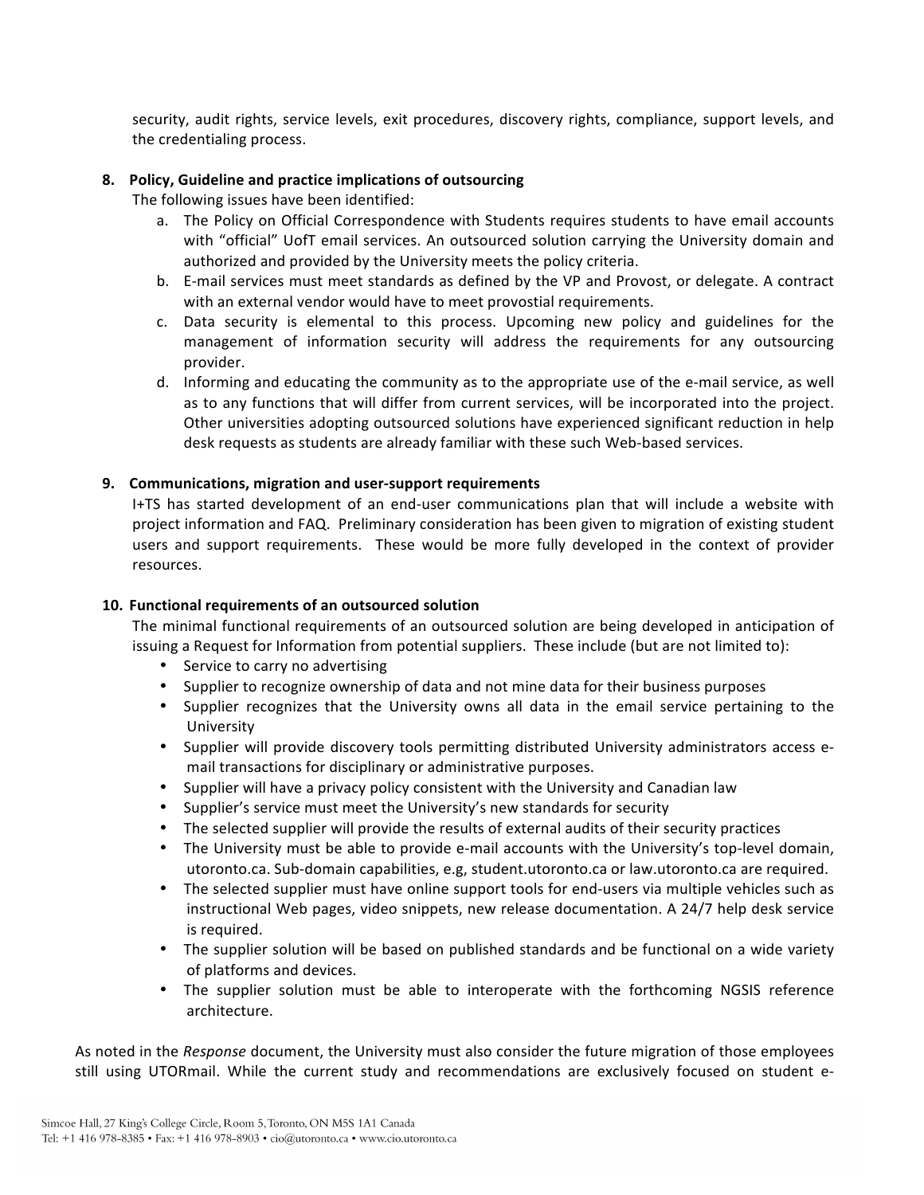security, audit rights, service levels, exit procedures, discovery rights, compliance, support levels, and the credentialing process.

8. **Policy, Guideline and practice implications of outsourcing**
   The following issues have been identified:
   a. The Policy on Official Correspondence with Students requires students to have email accounts with "official" UofT email services. An outsourced solution carrying the University domain and authorized and provided by the University meets the policy criteria.
   b. E-mail services must meet standards as defined by the VP and Provost, or delegate. A contract with an external vendor would have to meet provostial requirements.
   c. Data security is elemental to this process. Upcoming new policy and guidelines for the management of information security will address the requirements for any outsourcing provider.
   d. Informing and educating the community as to the appropriate use of the e-mail service, as well as to any functions that will differ from current services, will be incorporated into the project. Other universities adopting outsourced solutions have experienced significant reduction in help desk requests as students are already familiar with these such Web-based services.

9. **Communications, migration and user-support requirements**
   I+TS has started development of an end-user communications plan that will include a website with project information and FAQ. Preliminary consideration has been given to migration of existing student users and support requirements. These would be more fully developed in the context of provider resources.

10. **Functional requirements of an outsourced solution**
    The minimal functional requirements of an outsourced solution are being developed in anticipation of issuing a Request for Information from potential suppliers. These include (but are not limited to):
    - Service to carry no advertising
    - Supplier to recognize ownership of data and not mine data for their business purposes
    - Supplier recognizes that the University owns all data in the email service pertaining to the University
    - Supplier will provide discovery tools permitting distributed University administrators access e-mail transactions for disciplinary or administrative purposes.
    - Supplier will have a privacy policy consistent with the University and Canadian law
    - Supplier's service must meet the University's new standards for security
    - The selected supplier will provide the results of external audits of their security practices
    - The University must be able to provide e-mail accounts with the University's top-level domain, utoronto.ca. Sub-domain capabilities, e.g, student.utoronto.ca or law.utoronto.ca are required.
    - The selected supplier must have online support tools for end-users via multiple vehicles such as instructional Web pages, video snippets, new release documentation. A 24/7 help desk service is required.
    - The supplier solution will be based on published standards and be functional on a wide variety of platforms and devices.
    - The supplier solution must be able to interoperate with the forthcoming NGSIS reference architecture.

As noted in the *Response* document, the University must also consider the future migration of those employees still using UTORmail. While the current study and recommendations are exclusively focused on student e-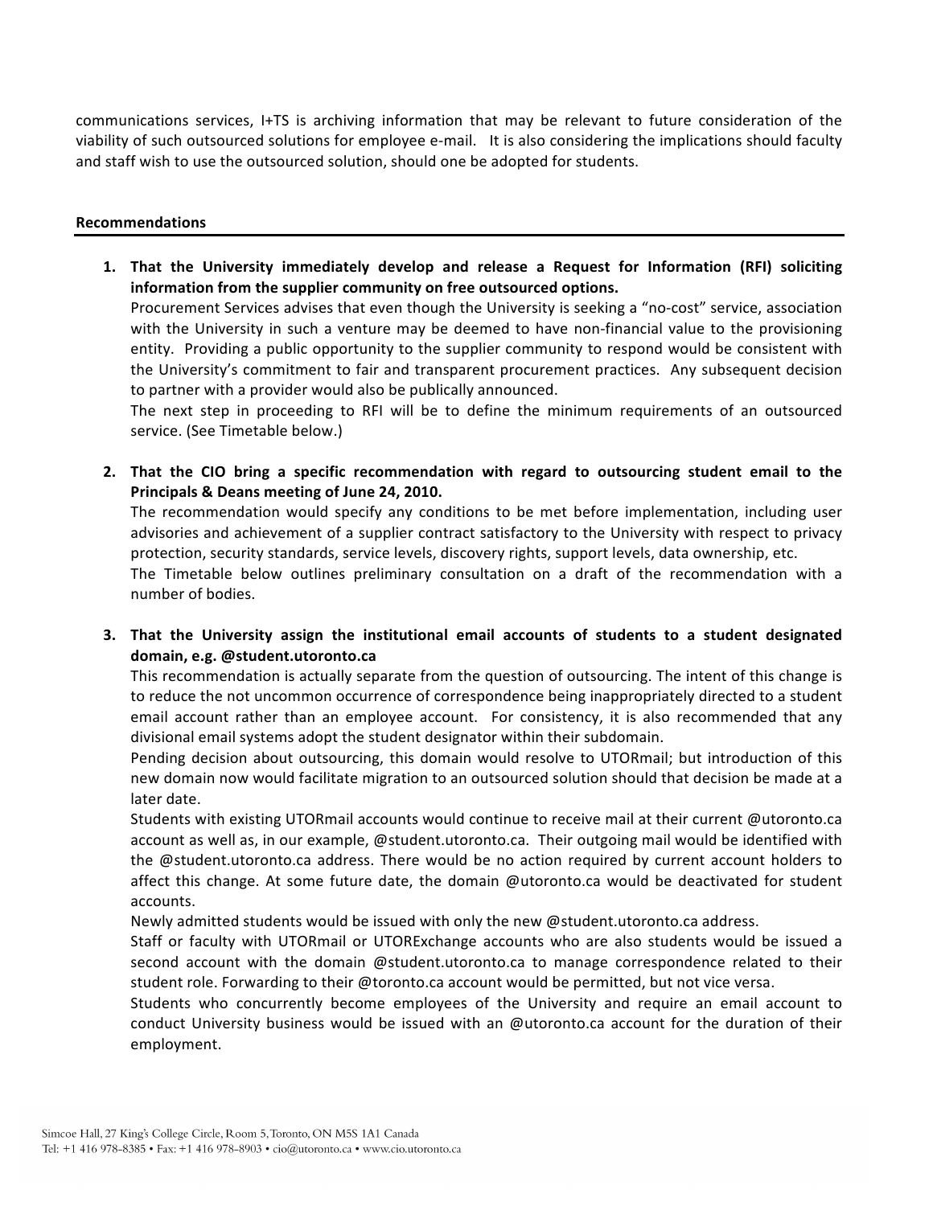communications services, I+TS is archiving information that may be relevant to future consideration of the viability of such outsourced solutions for employee e-mail. It is also considering the implications should faculty and staff wish to use the outsourced solution, should one be adopted for students.

## Recommendations

1. **That the University immediately develop and release a Request for Information (RFI) soliciting information from the supplier community on free outsourced options.**
   Procurement Services advises that even though the University is seeking a "no-cost" service, association with the University in such a venture may be deemed to have non-financial value to the provisioning entity. Providing a public opportunity to the supplier community to respond would be consistent with the University's commitment to fair and transparent procurement practices. Any subsequent decision to partner with a provider would also be publically announced.
   The next step in proceeding to RFI will be to define the minimum requirements of an outsourced service. (See Timetable below.)

2. **That the CIO bring a specific recommendation with regard to outsourcing student email to the Principals & Deans meeting of June 24, 2010.**
   The recommendation would specify any conditions to be met before implementation, including user advisories and achievement of a supplier contract satisfactory to the University with respect to privacy protection, security standards, service levels, discovery rights, support levels, data ownership, etc.
   The Timetable below outlines preliminary consultation on a draft of the recommendation with a number of bodies.

3. **That the University assign the institutional email accounts of students to a student designated domain, e.g. @student.utoronto.ca**
   This recommendation is actually separate from the question of outsourcing. The intent of this change is to reduce the not uncommon occurrence of correspondence being inappropriately directed to a student email account rather than an employee account. For consistency, it is also recommended that any divisional email systems adopt the student designator within their subdomain.
   Pending decision about outsourcing, this domain would resolve to UTORmail; but introduction of this new domain now would facilitate migration to an outsourced solution should that decision be made at a later date.
   Students with existing UTORmail accounts would continue to receive mail at their current @utoronto.ca account as well as, in our example, @student.utoronto.ca. Their outgoing mail would be identified with the @student.utoronto.ca address. There would be no action required by current account holders to affect this change. At some future date, the domain @utoronto.ca would be deactivated for student accounts.
   Newly admitted students would be issued with only the new @student.utoronto.ca address.
   Staff or faculty with UTORmail or UTORExchange accounts who are also students would be issued a second account with the domain @student.utoronto.ca to manage correspondence related to their student role. Forwarding to their @toronto.ca account would be permitted, but not vice versa.
   Students who concurrently become employees of the University and require an email account to conduct University business would be issued with an @utoronto.ca account for the duration of their employment.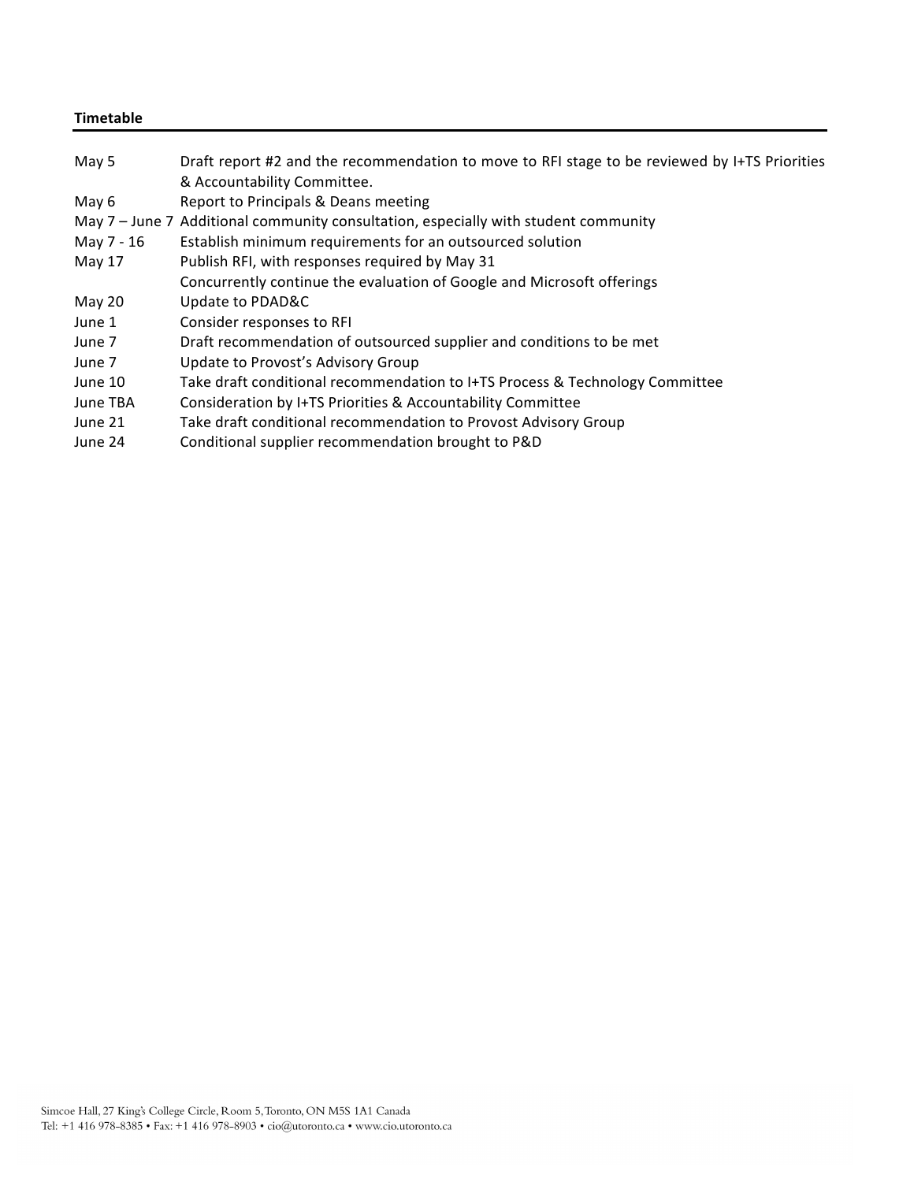**Timetable**

| | |
|---|---|
| May 5 | Draft report #2 and the recommendation to move to RFI stage to be reviewed by I+TS Priorities & Accountability Committee. |
| May 6 | Report to Principals & Deans meeting |
| May 7 – June 7 | Additional community consultation, especially with student community |
| May 7 - 16 | Establish minimum requirements for an outsourced solution |
| May 17 | Publish RFI, with responses required by May 31 |
| | Concurrently continue the evaluation of Google and Microsoft offerings |
| May 20 | Update to PDAD&C |
| June 1 | Consider responses to RFI |
| June 7 | Draft recommendation of outsourced supplier and conditions to be met |
| June 7 | Update to Provost's Advisory Group |
| June 10 | Take draft conditional recommendation to I+TS Process & Technology Committee |
| June TBA | Consideration by I+TS Priorities & Accountability Committee |
| June 21 | Take draft conditional recommendation to Provost Advisory Group |
| June 24 | Conditional supplier recommendation brought to P&D |

Simcoe Hall, 27 King's College Circle, Room 5, Toronto, ON M5S 1A1 Canada
Tel: +1 416 978-8385 • Fax: +1 416 978-8903 • cio@utoronto.ca • www.cio.utoronto.ca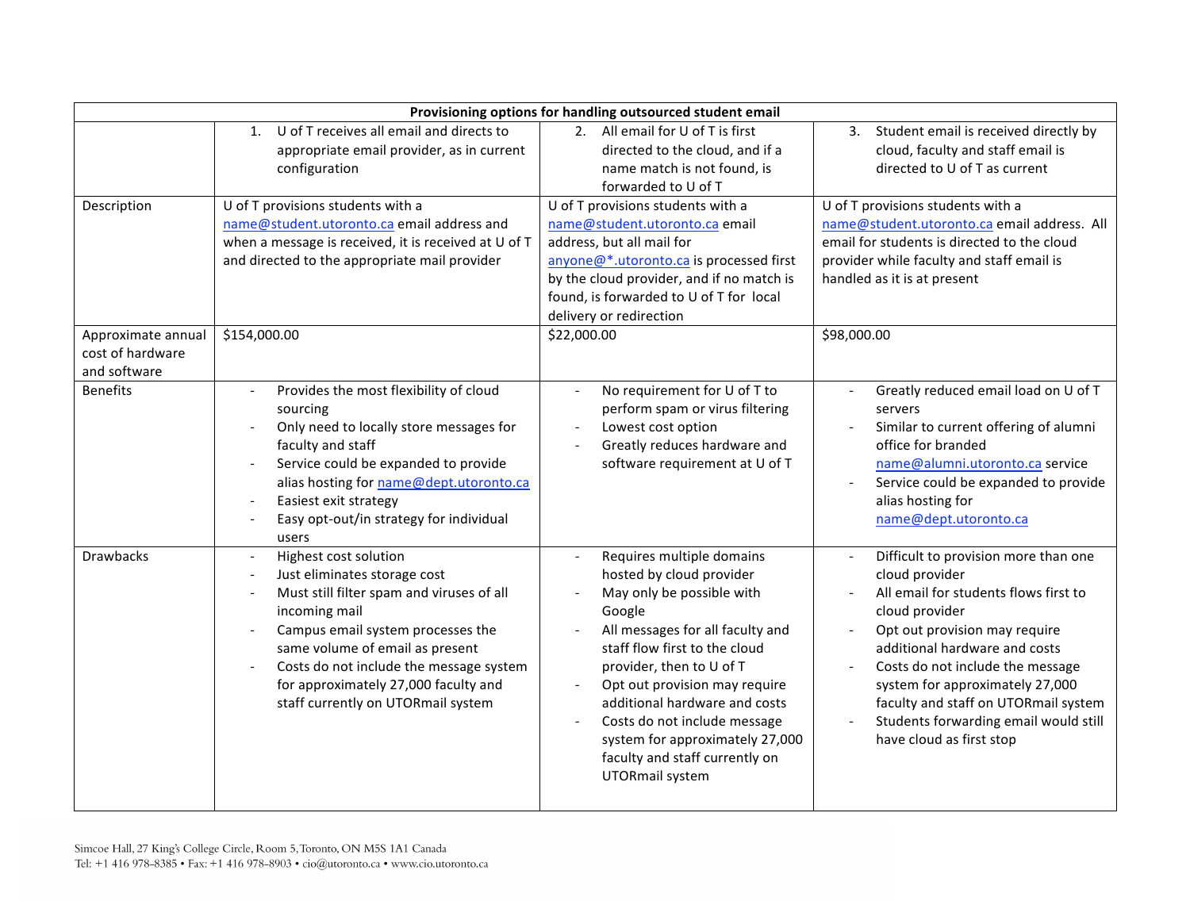| Provisioning options for handling outsourced student email | | | |
|---|---|---|---|
| | 1. U of T receives all email and directs to appropriate email provider, as in current configuration | 2. All email for U of T is first directed to the cloud, and if a name match is not found, is forwarded to U of T | 3. Student email is received directly by cloud, faculty and staff email is directed to U of T as current |
| Description | U of T provisions students with a name@student.utoronto.ca email address and when a message is received, it is received at U of T and directed to the appropriate mail provider | U of T provisions students with a name@student.utoronto.ca email address, but all mail for anyone@*.utoronto.ca is processed first by the cloud provider, and if no match is found, is forwarded to U of T for local delivery or redirection | U of T provisions students with a name@student.utoronto.ca email address. All email for students is directed to the cloud provider while faculty and staff email is handled as it is at present |
| Approximate annual cost of hardware and software | $154,000.00 | $22,000.00 | $98,000.00 |
| Benefits | - Provides the most flexibility of cloud sourcing<br>- Only need to locally store messages for faculty and staff<br>- Service could be expanded to provide alias hosting for name@dept.utoronto.ca<br>- Easiest exit strategy<br>- Easy opt-out/in strategy for individual users | - No requirement for U of T to perform spam or virus filtering<br>- Lowest cost option<br>- Greatly reduces hardware and software requirement at U of T | - Greatly reduced email load on U of T servers<br>- Similar to current offering of alumni office for branded name@alumni.utoronto.ca service<br>- Service could be expanded to provide alias hosting for name@dept.utoronto.ca |
| Drawbacks | - Highest cost solution<br>- Just eliminates storage cost<br>- Must still filter spam and viruses of all incoming mail<br>- Campus email system processes the same volume of email as present<br>- Costs do not include the message system for approximately 27,000 faculty and staff currently on UTORmail system | - Requires multiple domains hosted by cloud provider<br>- May only be possible with Google<br>- All messages for all faculty and staff flow first to the cloud provider, then to U of T<br>- Opt out provision may require additional hardware and costs<br>- Costs do not include message system for approximately 27,000 faculty and staff currently on UTORmail system | - Difficult to provision more than one cloud provider<br>- All email for students flows first to cloud provider<br>- Opt out provision may require additional hardware and costs<br>- Costs do not include the message system for approximately 27,000 faculty and staff on UTORmail system<br>- Students forwarding email would still have cloud as first stop |